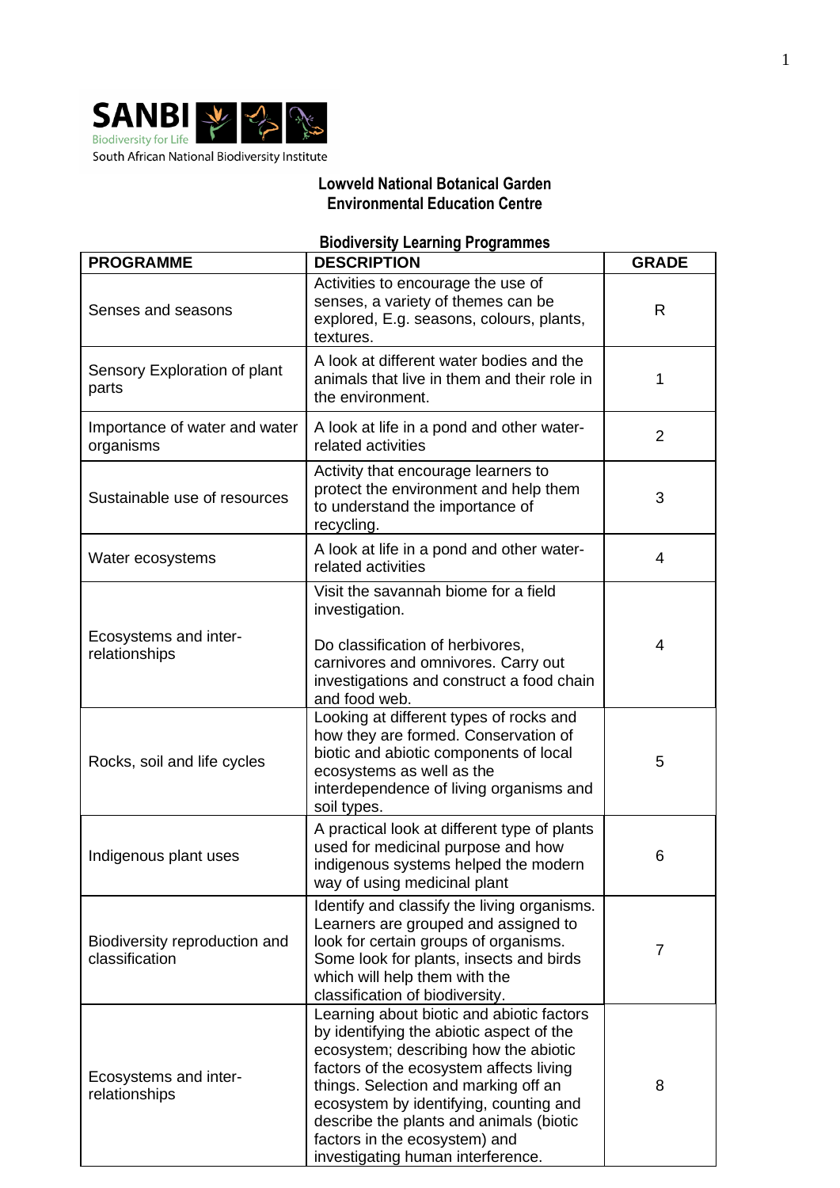SANBI
Biodiversity for Life
South African National Biodiversity Institute

## Lowveld National Botanical Garden
## Environmental Education Centre

### Biodiversity Learning Programmes

| PROGRAMME | DESCRIPTION | GRADE |
|---|---|---|
| Senses and seasons | Activities to encourage the use of senses, a variety of themes can be explored, E.g. seasons, colours, plants, textures. | R |
| Sensory Exploration of plant parts | A look at different water bodies and the animals that live in them and their role in the environment. | 1 |
| Importance of water and water organisms | A look at life in a pond and other water-related activities | 2 |
| Sustainable use of resources | Activity that encourage learners to protect the environment and help them to understand the importance of recycling. | 3 |
| Water ecosystems | A look at life in a pond and other water-related activities | 4 |
| Ecosystems and inter-relationships | Visit the savannah biome for a field investigation.<br><br>Do classification of herbivores, carnivores and omnivores. Carry out investigations and construct a food chain and food web. | 4 |
| Rocks, soil and life cycles | Looking at different types of rocks and how they are formed. Conservation of biotic and abiotic components of local ecosystems as well as the interdependence of living organisms and soil types. | 5 |
| Indigenous plant uses | A practical look at different type of plants used for medicinal purpose and how indigenous systems helped the modern way of using medicinal plant | 6 |
| Biodiversity reproduction and classification | Identify and classify the living organisms. Learners are grouped and assigned to look for certain groups of organisms. Some look for plants, insects and birds which will help them with the classification of biodiversity. | 7 |
| Ecosystems and inter-relationships | Learning about biotic and abiotic factors by identifying the abiotic aspect of the ecosystem; describing how the abiotic factors of the ecosystem affects living things. Selection and marking off an ecosystem by identifying, counting and describe the plants and animals (biotic factors in the ecosystem) and investigating human interference. | 8 |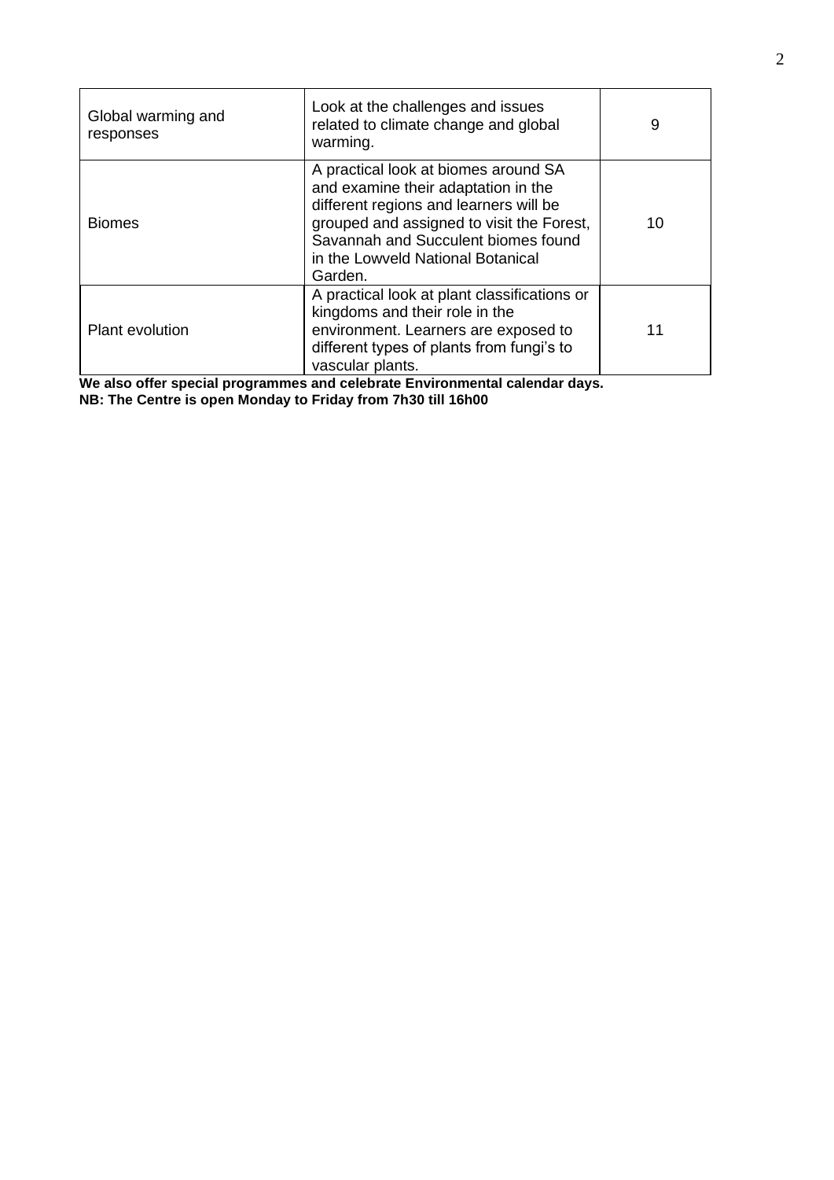| | | |
|---|---|---|
| Global warming and responses | Look at the challenges and issues related to climate change and global warming. | 9 |
| Biomes | A practical look at biomes around SA and examine their adaptation in the different regions and learners will be grouped and assigned to visit the Forest, Savannah and Succulent biomes found in the Lowveld National Botanical Garden. | 10 |
| Plant evolution | A practical look at plant classifications or kingdoms and their role in the environment. Learners are exposed to different types of plants from fungi's to vascular plants. | 11 |

**We also offer special programmes and celebrate Environmental calendar days.**
**NB: The Centre is open Monday to Friday from 7h30 till 16h00**